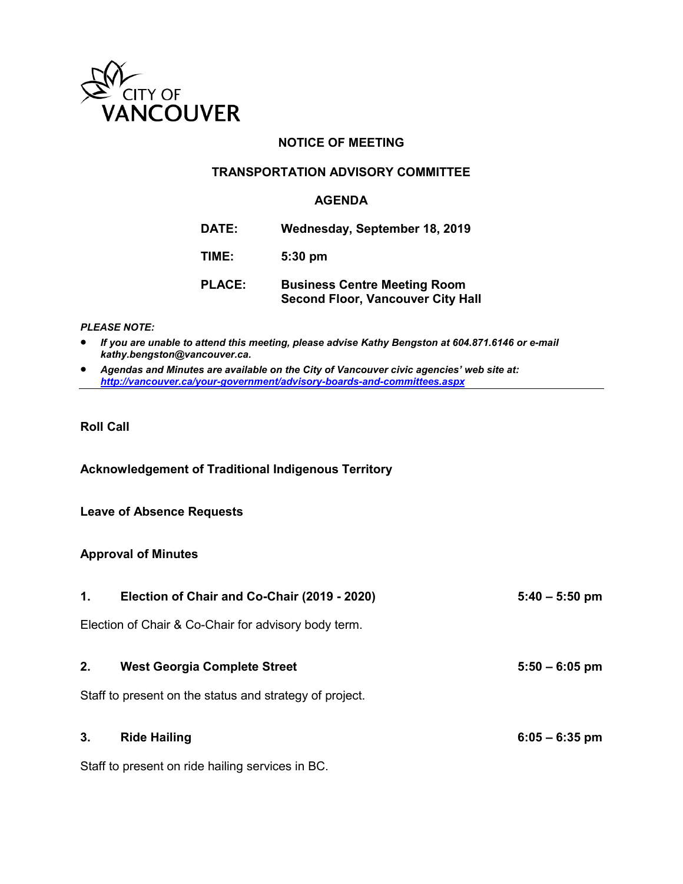CITY OF VANCOUVER

## NOTICE OF MEETING

## TRANSPORTATION ADVISORY COMMITTEE

## AGENDA

**DATE:** Wednesday, September 18, 2019

**TIME:** 5:30 pm

**PLACE:** Business Centre Meeting Room
Second Floor, Vancouver City Hall

***PLEASE NOTE:***

- ***If you are unable to attend this meeting, please advise Kathy Bengston at 604.871.6146 or e-mail kathy.bengston@vancouver.ca.***
- ***Agendas and Minutes are available on the City of Vancouver civic agencies' web site at: http://vancouver.ca/your-government/advisory-boards-and-committees.aspx***

---

**Roll Call**

**Acknowledgement of Traditional Indigenous Territory**

**Leave of Absence Requests**

**Approval of Minutes**

**1. Election of Chair and Co-Chair (2019 - 2020)** — **5:40 – 5:50 pm**

Election of Chair & Co-Chair for advisory body term.

**2. West Georgia Complete Street** — **5:50 – 6:05 pm**

Staff to present on the status and strategy of project.

**3. Ride Hailing** — **6:05 – 6:35 pm**

Staff to present on ride hailing services in BC.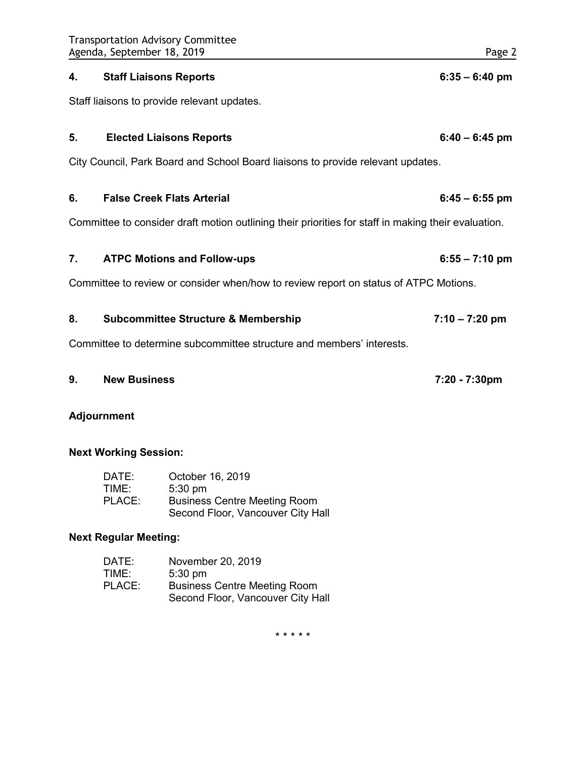## 4. Staff Liaisons Reports 6:35 – 6:40 pm

Staff liaisons to provide relevant updates.

## 5. Elected Liaisons Reports 6:40 – 6:45 pm

City Council, Park Board and School Board liaisons to provide relevant updates.

## 6. False Creek Flats Arterial 6:45 – 6:55 pm

Committee to consider draft motion outlining their priorities for staff in making their evaluation.

## 7. ATPC Motions and Follow-ups 6:55 – 7:10 pm

Committee to review or consider when/how to review report on status of ATPC Motions.

## 8. Subcommittee Structure & Membership 7:10 – 7:20 pm

Committee to determine subcommittee structure and members' interests.

## 9. New Business 7:20 - 7:30pm

## Adjournment

**Next Working Session:**

DATE: October 16, 2019
TIME: 5:30 pm
PLACE: Business Centre Meeting Room
Second Floor, Vancouver City Hall

**Next Regular Meeting:**

DATE: November 20, 2019
TIME: 5:30 pm
PLACE: Business Centre Meeting Room
Second Floor, Vancouver City Hall

* * * * *